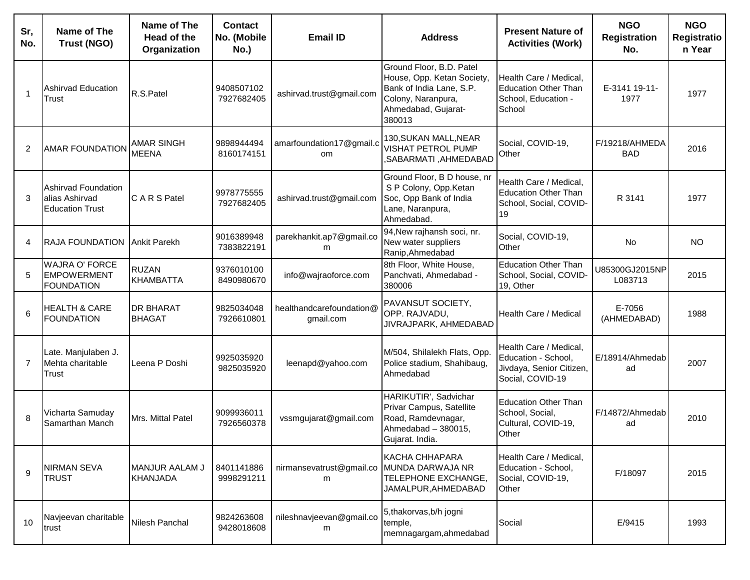| Sr, No. | Name of The Trust (NGO) | Name of The Head of the Organization | Contact No. (Mobile No.) | Email ID | Address | Present Nature of Activities (Work) | NGO Registration No. | NGO Registration Year |
|---|---|---|---|---|---|---|---|---|
| 1 | Ashirvad Education Trust | R.S.Patel | 9408507102 7927682405 | ashirvad.trust@gmail.com | Ground Floor, B.D. Patel House, Opp. Ketan Society, Bank of India Lane, S.P. Colony, Naranpura, Ahmedabad, Gujarat-380013 | Health Care / Medical, Education Other Than School, Education - School | E-3141 19-11-1977 | 1977 |
| 2 | AMAR FOUNDATION | AMAR SINGH MEENA | 9898944494 8160174151 | amarfoundation17@gmail.com | 130,SUKAN MALL,NEAR VISHAT PETROL PUMP ,SABARMATI ,AHMEDABAD | Social, COVID-19, Other | F/19218/AHMEDABAD | 2016 |
| 3 | Ashirvad Foundation alias Ashirvad Education Trust | C A R S Patel | 9978775555 7927682405 | ashirvad.trust@gmail.com | Ground Floor, B D house, nr S P Colony, Opp.Ketan Soc, Opp Bank of India Lane, Naranpura, Ahmedabad. | Health Care / Medical, Education Other Than School, Social, COVID-19 | R 3141 | 1977 |
| 4 | RAJA FOUNDATION | Ankit Parekh | 9016389948 7383822191 | parekhankit.ap7@gmail.com | 94,New rajhansh soci, nr. New water suppliers Ranip,Ahmedabad | Social, COVID-19, Other | No | NO |
| 5 | WAJRA O' FORCE EMPOWERMENT FOUNDATION | RUZAN KHAMBATTA | 9376010100 8490980670 | info@wajraoforce.com | 8th Floor, White House, Panchvati, Ahmedabad - 380006 | Education Other Than School, Social, COVID-19, Other | U85300GJ2015NPL083713 | 2015 |
| 6 | HEALTH & CARE FOUNDATION | DR BHARAT BHAGAT | 9825034048 7926610801 | healthandcarefoundation@gmail.com | PAVANSUT SOCIETY, OPP. RAJVADU, JIVRAJPARK, AHMEDABAD | Health Care / Medical | E-7056 (AHMEDABAD) | 1988 |
| 7 | Late. Manjulaben J. Mehta charitable Trust | Leena P Doshi | 9925035920 9825035920 | leenapd@yahoo.com | M/504, Shilalekh Flats, Opp. Police stadium, Shahibaug, Ahmedabad | Health Care / Medical, Education - School, Jivdaya, Senior Citizen, Social, COVID-19 | E/18914/Ahmedabad | 2007 |
| 8 | Vicharta Samuday Samarthan Manch | Mrs. Mittal Patel | 9099936011 7926560378 | vssmgujarat@gmail.com | HARIKUTIR', Sadvichar Privar Campus, Satellite Road, Ramdevnagar, Ahmedabad – 380015, Gujarat. India. | Education Other Than School, Social, Cultural, COVID-19, Other | F/14872/Ahmedabad | 2010 |
| 9 | NIRMAN SEVA TRUST | MANJUR AALAM J KHANJADA | 8401141886 9998291211 | nirmansevatrust@gmail.com | KACHA CHHAPARA MUNDA DARWAJA NR TELEPHONE EXCHANGE, JAMALPUR,AHMEDABAD | Health Care / Medical, Education - School, Social, COVID-19, Other | F/18097 | 2015 |
| 10 | Navjeevan charitable trust | Nilesh Panchal | 9824263608 9428018608 | nileshnavjeevan@gmail.com | 5,thakorvas,b/h jogni temple, memnagargam,ahmedabad | Social | E/9415 | 1993 |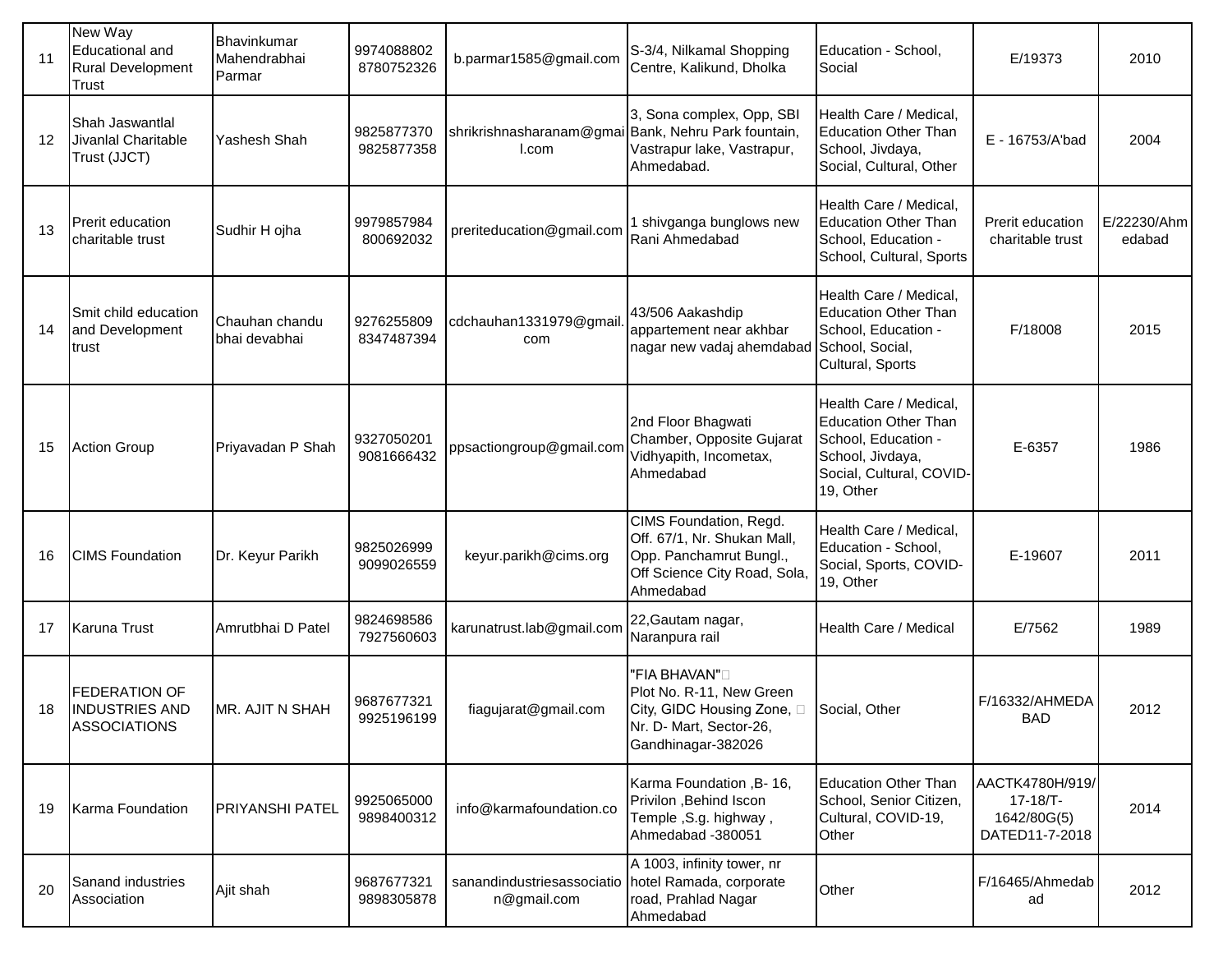| 11 | New Way Educational and Rural Development Trust | Bhavinkumar Mahendrabhai Parmar | 9974088802 8780752326 | b.parmar1585@gmail.com | S-3/4, Nilkamal Shopping Centre, Kalikund, Dholka | Education - School, Social | E/19373 | 2010 |
|---|---|---|---|---|---|---|---|---|
| 12 | Shah Jaswantlal Jivanlal Charitable Trust (JJCT) | Yashesh Shah | 9825877370 9825877358 | shrikrishnasharanam@gmail.com | 3, Sona complex, Opp, SBI Bank, Nehru Park fountain, Vastrapur lake, Vastrapur, Ahmedabad. | Health Care / Medical, Education Other Than School, Jivdaya, Social, Cultural, Other | E - 16753/A'bad | 2004 |
| 13 | Prerit education charitable trust | Sudhir H ojha | 9979857984 800692032 | preriteducation@gmail.com | 1 shivganga bunglows new Rani Ahmedabad | Health Care / Medical, Education Other Than School, Education - School, Cultural, Sports | Prerit education charitable trust | E/22230/Ahmedabad |
| 14 | Smit child education and Development trust | Chauhan chandu bhai devabhai | 9276255809 8347487394 | cdchauhan1331979@gmail.com | 43/506 Aakashdip appartement near akhbar nagar new vadaj ahemdabad | Health Care / Medical, Education Other Than School, Education - School, Social, Cultural, Sports | F/18008 | 2015 |
| 15 | Action Group | Priyavadan P Shah | 9327050201 9081666432 | ppsactiongroup@gmail.com | 2nd Floor Bhagwati Chamber, Opposite Gujarat Vidhyapith, Incometax, Ahmedabad | Health Care / Medical, Education Other Than School, Education - School, Jivdaya, Social, Cultural, COVID-19, Other | E-6357 | 1986 |
| 16 | CIMS Foundation | Dr. Keyur Parikh | 9825026999 9099026559 | keyur.parikh@cims.org | CIMS Foundation, Regd. Off. 67/1, Nr. Shukan Mall, Opp. Panchamrut Bungl., Off Science City Road, Sola, Ahmedabad | Health Care / Medical, Education - School, Social, Sports, COVID-19, Other | E-19607 | 2011 |
| 17 | Karuna Trust | Amrutbhai D Patel | 9824698586 7927560603 | karunatrust.lab@gmail.com | 22,Gautam nagar, Naranpura rail | Health Care / Medical | E/7562 | 1989 |
| 18 | FEDERATION OF INDUSTRIES AND ASSOCIATIONS | MR. AJIT N SHAH | 9687677321 9925196199 | fiagujarat@gmail.com | "FIA BHAVAN" Plot No. R-11, New Green City, GIDC Housing Zone, Nr. D- Mart, Sector-26, Gandhinagar-382026 | Social, Other | F/16332/AHMEDABAD | 2012 |
| 19 | Karma Foundation | PRIYANSHI PATEL | 9925065000 9898400312 | info@karmafoundation.co | Karma Foundation ,B- 16, Privilon ,Behind Iscon Temple ,S.g. highway , Ahmedabad -380051 | Education Other Than School, Senior Citizen, Cultural, COVID-19, Other | AACTK4780H/919/17-18/T-1642/80G(5) DATED11-7-2018 | 2014 |
| 20 | Sanand industries Association | Ajit shah | 9687677321 9898305878 | sanandindustriesassociation@gmail.com | A 1003, infinity tower, nr hotel Ramada, corporate road, Prahlad Nagar Ahmedabad | Other | F/16465/Ahmedabad | 2012 |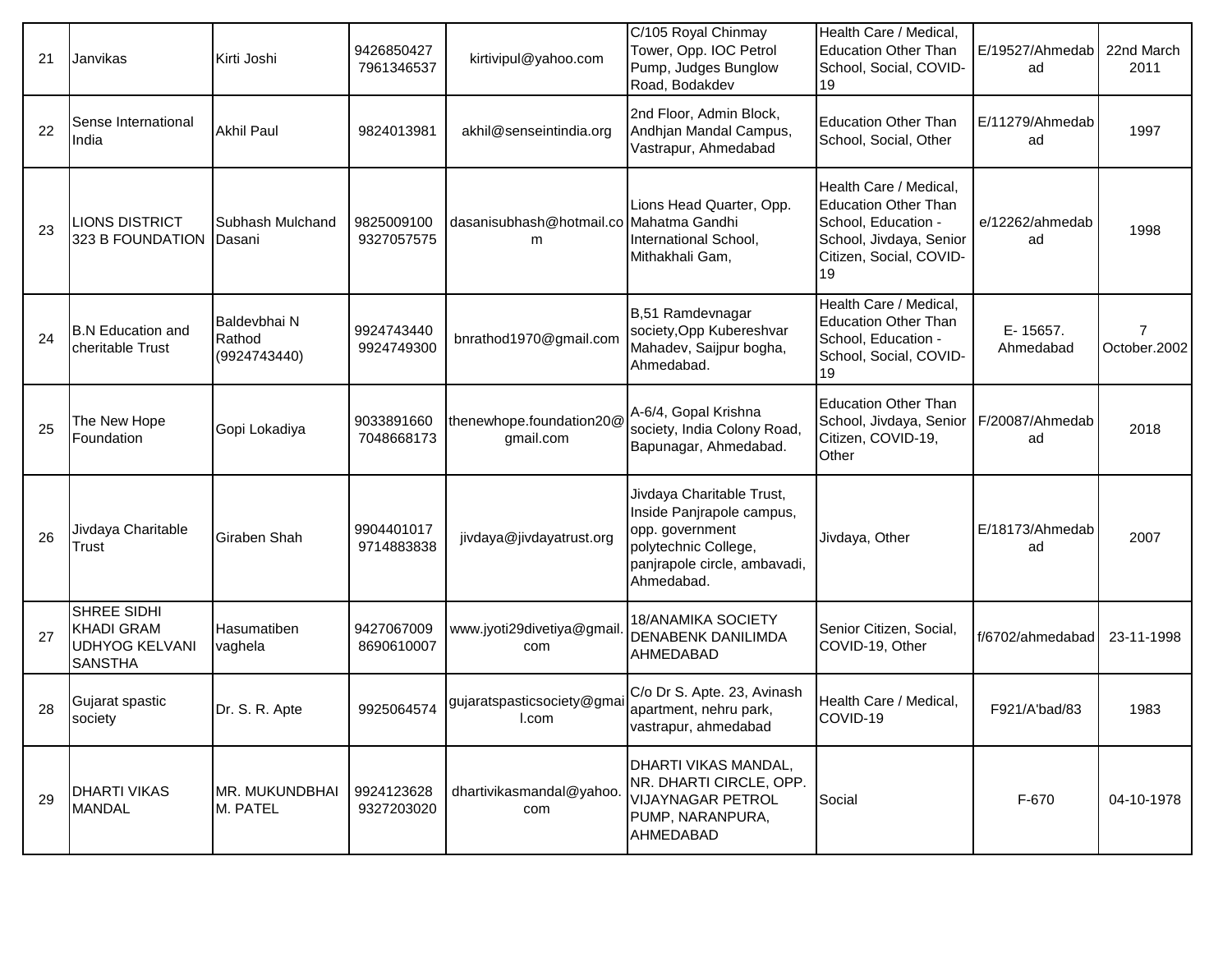| 21 | Janvikas | Kirti Joshi | 9426850427 7961346537 | kirtivipul@yahoo.com | C/105 Royal Chinmay Tower, Opp. IOC Petrol Pump, Judges Bunglow Road, Bodakdev | Health Care / Medical, Education Other Than School, Social, COVID-19 | E/19527/Ahmedabad | 22nd March 2011 |
|---|---|---|---|---|---|---|---|---|
| 22 | Sense International India | Akhil Paul | 9824013981 | akhil@senseintindia.org | 2nd Floor, Admin Block, Andhjan Mandal Campus, Vastrapur, Ahmedabad | Education Other Than School, Social, Other | E/11279/Ahmedabad | 1997 |
| 23 | LIONS DISTRICT 323 B FOUNDATION | Subhash Mulchand Dasani | 9825009100 9327057575 | dasanisubhash@hotmail.com | Lions Head Quarter, Opp. Mahatma Gandhi International School, Mithakhali Gam, | Health Care / Medical, Education Other Than School, Education - School, Jivdaya, Senior Citizen, Social, COVID-19 | e/12262/ahmedabad | 1998 |
| 24 | B.N Education and cheritable Trust | Baldevbhai N Rathod (9924743440) | 9924743440 9924749300 | bnrathod1970@gmail.com | B,51 Ramdevnagar society,Opp Kubereshvar Mahadev, Saijpur bogha, Ahmedabad. | Health Care / Medical, Education Other Than School, Education - School, Social, COVID-19 | E- 15657. Ahmedabad | 7 October.2002 |
| 25 | The New Hope Foundation | Gopi Lokadiya | 9033891660 7048668173 | thenewhope.foundation20@gmail.com | A-6/4, Gopal Krishna society, India Colony Road, Bapunagar, Ahmedabad. | Education Other Than School, Jivdaya, Senior Citizen, COVID-19, Other | F/20087/Ahmedabad | 2018 |
| 26 | Jivdaya Charitable Trust | Giraben Shah | 9904401017 9714883838 | jivdaya@jivdayatrust.org | Jivdaya Charitable Trust, Inside Panjrapole campus, opp. government polytechnic College, panjrapole circle, ambavadi, Ahmedabad. | Jivdaya, Other | E/18173/Ahmedabad | 2007 |
| 27 | SHREE SIDHI KHADI GRAM UDHYOG KELVANI SANSTHA | Hasumatiben vaghela | 9427067009 8690610007 | www.jyoti29divetiya@gmail.com | 18/ANAMIKA SOCIETY DENABENK DANILIMDA AHMEDABAD | Senior Citizen, Social, COVID-19, Other | f/6702/ahmedabad | 23-11-1998 |
| 28 | Gujarat spastic society | Dr. S. R. Apte | 9925064574 | gujaratspasticsociety@gmail.com | C/o Dr S. Apte. 23, Avinash apartment, nehru park, vastrapur, ahmedabad | Health Care / Medical, COVID-19 | F921/A'bad/83 | 1983 |
| 29 | DHARTI VIKAS MANDAL | MR. MUKUNDBHAI M. PATEL | 9924123628 9327203020 | dhartivikasmandal@yahoo.com | DHARTI VIKAS MANDAL, NR. DHARTI CIRCLE, OPP. VIJAYNAGAR PETROL PUMP, NARANPURA, AHMEDABAD | Social | F-670 | 04-10-1978 |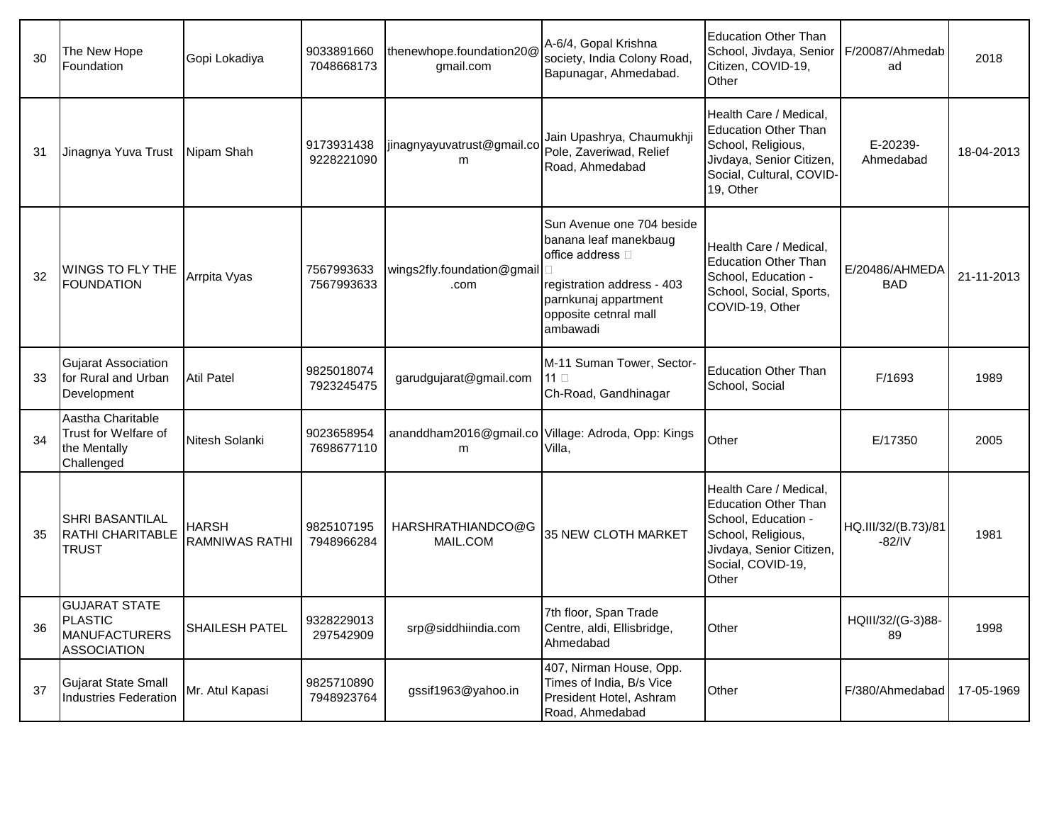| 30 | The New Hope Foundation | Gopi Lokadiya | 9033891660 7048668173 | thenewhope.foundation20@gmail.com | A-6/4, Gopal Krishna society, India Colony Road, Bapunagar, Ahmedabad. | Education Other Than School, Jivdaya, Senior Citizen, COVID-19, Other | F/20087/Ahmedabad | 2018 |
|---|---|---|---|---|---|---|---|---|
| 31 | Jinagnya Yuva Trust | Nipam Shah | 9173931438 9228221090 | jinagnyayuvatrust@gmail.com | Jain Upashrya, Chaumukhji Pole, Zaveriwad, Relief Road, Ahmedabad | Health Care / Medical, Education Other Than School, Religious, Jivdaya, Senior Citizen, Social, Cultural, COVID-19, Other | E-20239-Ahmedabad | 18-04-2013 |
| 32 | WINGS TO FLY THE FOUNDATION | Arrpita Vyas | 7567993633 7567993633 | wings2fly.foundation@gmail.com | Sun Avenue one 704 beside banana leaf manekbaug office address registration address - 403 parnkunaj appartment opposite cetnral mall ambawadi | Health Care / Medical, Education Other Than School, Education - School, Social, Sports, COVID-19, Other | E/20486/AHMEDABAD | 21-11-2013 |
| 33 | Gujarat Association for Rural and Urban Development | Atil Patel | 9825018074 7923245475 | garudgujarat@gmail.com | M-11 Suman Tower, Sector-11 Ch-Road, Gandhinagar | Education Other Than School, Social | F/1693 | 1989 |
| 34 | Aastha Charitable Trust for Welfare of the Mentally Challenged | Nitesh Solanki | 9023658954 7698677110 | ananddham2016@gmail.com | Village: Adroda, Opp: Kings Villa, | Other | E/17350 | 2005 |
| 35 | SHRI BASANTILAL RATHI CHARITABLE TRUST | HARSH RAMNIWAS RATHI | 9825107195 7948966284 | HARSHRATHIANDCO@GMAIL.COM | 35 NEW CLOTH MARKET | Health Care / Medical, Education Other Than School, Education - School, Religious, Jivdaya, Senior Citizen, Social, COVID-19, Other | HQ.III/32/(B.73)/81-82/IV | 1981 |
| 36 | GUJARAT STATE PLASTIC MANUFACTURERS ASSOCIATION | SHAILESH PATEL | 9328229013 297542909 | srp@siddhiindia.com | 7th floor, Span Trade Centre, aldi, Ellisbridge, Ahmedabad | Other | HQIII/32/(G-3)88-89 | 1998 |
| 37 | Gujarat State Small Industries Federation | Mr. Atul Kapasi | 9825710890 7948923764 | gssif1963@yahoo.in | 407, Nirman House, Opp. Times of India, B/s Vice President Hotel, Ashram Road, Ahmedabad | Other | F/380/Ahmedabad | 17-05-1969 |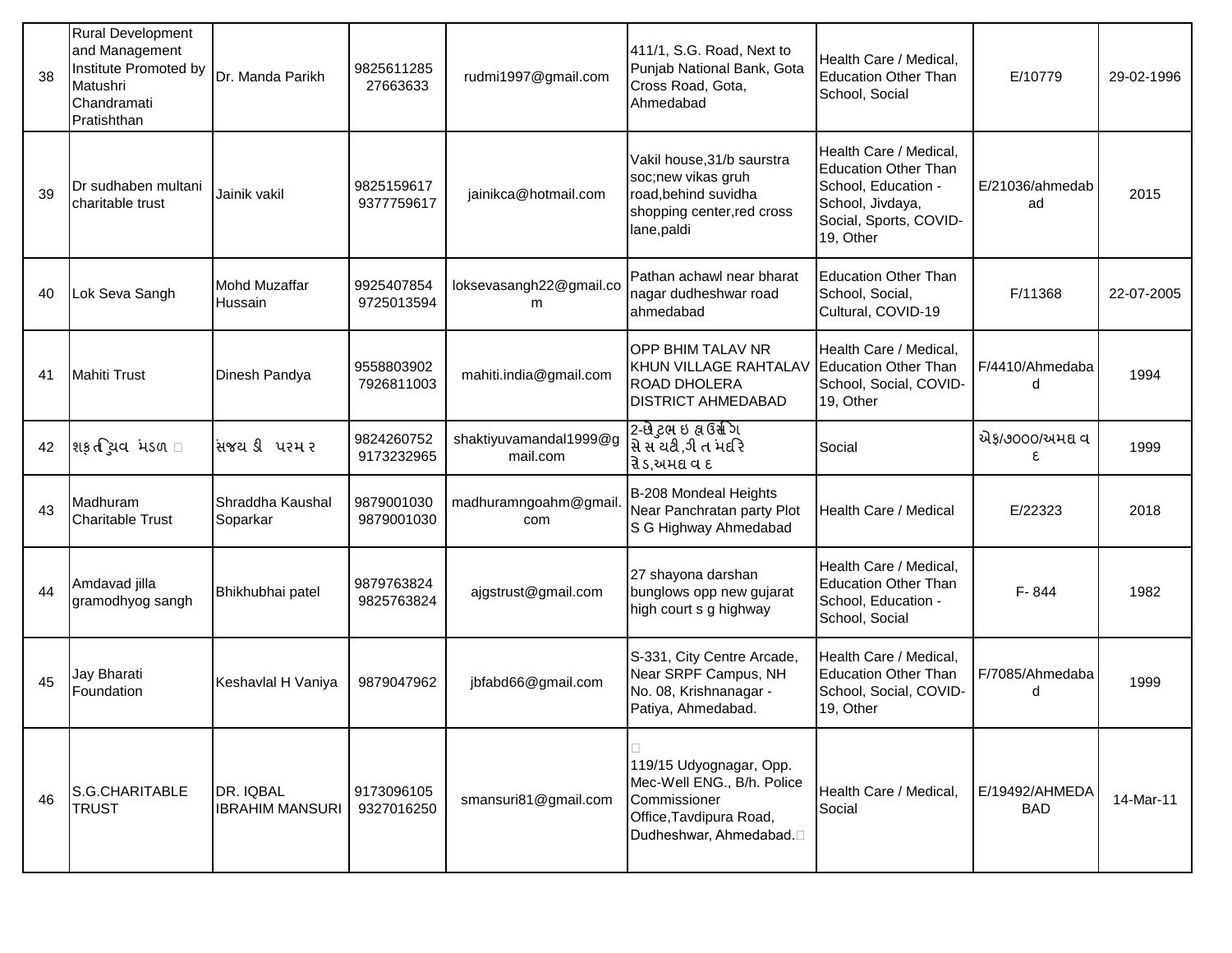| 38 | Rural Development and Management Institute Promoted by Matushri Chandramati Pratishthan | Dr. Manda Parikh | 9825611285 27663633 | rudmi1997@gmail.com | 411/1, S.G. Road, Next to Punjab National Bank, Gota Cross Road, Gota, Ahmedabad | Health Care / Medical, Education Other Than School, Social | E/10779 | 29-02-1996 |
|---|---|---|---|---|---|---|---|---|
| 39 | Dr sudhaben multani charitable trust | Jainik vakil | 9825159617 9377759617 | jainikca@hotmail.com | Vakil house,31/b saurstra soc;new vikas gruh road,behind suvidha shopping center,red cross lane,paldi | Health Care / Medical, Education Other Than School, Education - School, Jivdaya, Social, Sports, COVID-19, Other | E/21036/ahmedabad | 2015 |
| 40 | Lok Seva Sangh | Mohd Muzaffar Hussain | 9925407854 9725013594 | loksevasangh22@gmail.com | Pathan achawl near bharat nagar dudheshwar road ahmedabad | Education Other Than School, Social, Cultural, COVID-19 | F/11368 | 22-07-2005 |
| 41 | Mahiti Trust | Dinesh Pandya | 9558803902 7926811003 | mahiti.india@gmail.com | OPP BHIM TALAV NR KHUN VILLAGE RAHTALAV ROAD DHOLERA DISTRICT AHMEDABAD | Health Care / Medical, Education Other Than School, Social, COVID-19, Other | F/4410/Ahmedabad | 1994 |
| 42 | શક્તિ યુવક મંડળ | સંજય ડી પરમાર | 9824260752 9173232965 | shaktiyuvamandal1999@gmail.com | 2-છોટુભાઇ હાઉસીંગ સોસાયટી,ગીતા મંદિર રોડ,અમદાવાદ | Social | એફ/૭૦૦૦/અમદાવાદ | 1999 |
| 43 | Madhuram Charitable Trust | Shraddha Kaushal Soparkar | 9879001030 9879001030 | madhuramngoahm@gmail.com | B-208 Mondeal Heights Near Panchratan party Plot S G Highway Ahmedabad | Health Care / Medical | E/22323 | 2018 |
| 44 | Amdavad jilla gramodhyog sangh | Bhikhubhai patel | 9879763824 9825763824 | ajgstrust@gmail.com | 27 shayona darshan bunglows opp new gujarat high court s g highway | Health Care / Medical, Education Other Than School, Education - School, Social | F- 844 | 1982 |
| 45 | Jay Bharati Foundation | Keshavlal H Vaniya | 9879047962 | jbfabd66@gmail.com | S-331, City Centre Arcade, Near SRPF Campus, NH No. 08, Krishnanagar - Patiya, Ahmedabad. | Health Care / Medical, Education Other Than School, Social, COVID-19, Other | F/7085/Ahmedabad | 1999 |
| 46 | S.G.CHARITABLE TRUST | DR. IQBAL IBRAHIM MANSURI | 9173096105 9327016250 | smansuri81@gmail.com | 119/15 Udyognagar, Opp. Mec-Well ENG., B/h. Police Commissioner Office,Tavdipura Road, Dudheshwar, Ahmedabad. | Health Care / Medical, Social | E/19492/AHMEDABAD | 14-Mar-11 |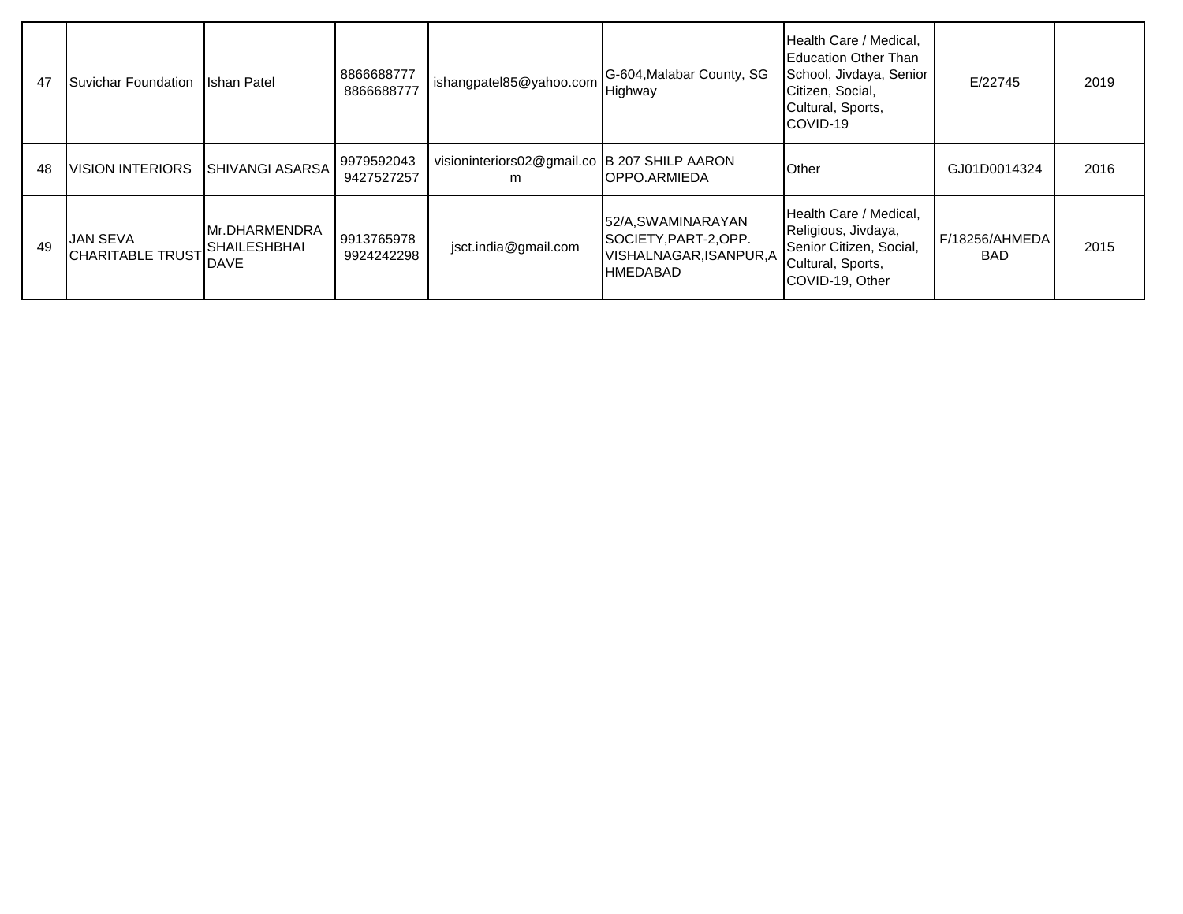| | | | | | | | | |
|---|---|---|---|---|---|---|---|---|
| 47 | Suvichar Foundation | Ishan Patel | 8866688777 8866688777 | ishangpatel85@yahoo.com | G-604,Malabar County, SG Highway | Health Care / Medical, Education Other Than School, Jivdaya, Senior Citizen, Social, Cultural, Sports, COVID-19 | E/22745 | 2019 |
| 48 | VISION INTERIORS | SHIVANGI ASARSA | 9979592043 9427527257 | visioninteriors02@gmail.com | B 207 SHILP AARON OPPO.ARMIEDA | Other | GJ01D0014324 | 2016 |
| 49 | JAN SEVA CHARITABLE TRUST | Mr.DHARMENDRA SHAILESHBHAI DAVE | 9913765978 9924242298 | jsct.india@gmail.com | 52/A,SWAMINARAYAN SOCIETY,PART-2,OPP. VISHALNAGAR,ISANPUR,AHMEDABAD | Health Care / Medical, Religious, Jivdaya, Senior Citizen, Social, Cultural, Sports, COVID-19, Other | F/18256/AHMEDABAD | 2015 |